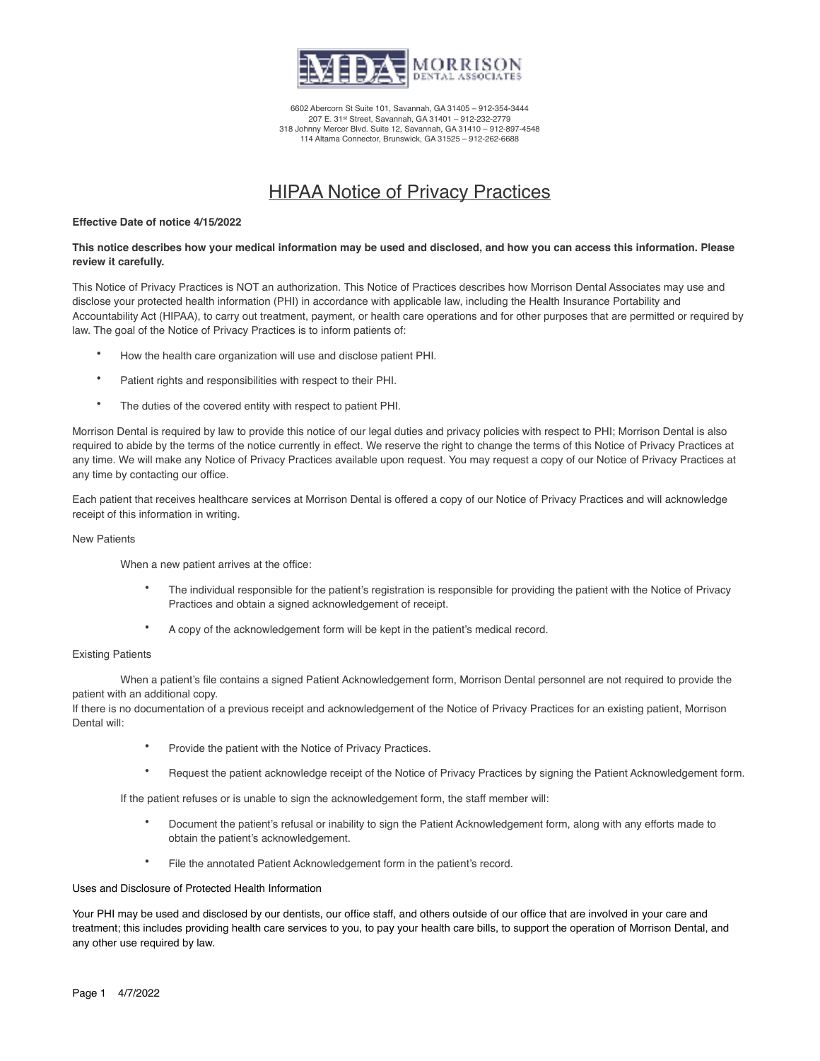MORRISON DENTAL ASSOCIATES

6602 Abercorn St Suite 101, Savannah, GA 31405 – 912-354-3444
207 E. 31st Street, Savannah, GA 31401 – 912-232-2779
318 Johnny Mercer Blvd. Suite 12, Savannah, GA 31410 – 912-897-4548
114 Altama Connector, Brunswick, GA 31525 – 912-262-6688

# HIPAA Notice of Privacy Practices

**Effective Date of notice 4/15/2022**

**This notice describes how your medical information may be used and disclosed, and how you can access this information. Please review it carefully.**

This Notice of Privacy Practices is NOT an authorization. This Notice of Practices describes how Morrison Dental Associates may use and disclose your protected health information (PHI) in accordance with applicable law, including the Health Insurance Portability and Accountability Act (HIPAA), to carry out treatment, payment, or health care operations and for other purposes that are permitted or required by law. The goal of the Notice of Privacy Practices is to inform patients of:

- How the health care organization will use and disclose patient PHI.
- Patient rights and responsibilities with respect to their PHI.
- The duties of the covered entity with respect to patient PHI.

Morrison Dental is required by law to provide this notice of our legal duties and privacy policies with respect to PHI; Morrison Dental is also required to abide by the terms of the notice currently in effect. We reserve the right to change the terms of this Notice of Privacy Practices at any time. We will make any Notice of Privacy Practices available upon request. You may request a copy of our Notice of Privacy Practices at any time by contacting our office.

Each patient that receives healthcare services at Morrison Dental is offered a copy of our Notice of Privacy Practices and will acknowledge receipt of this information in writing.

New Patients

When a new patient arrives at the office:

- The individual responsible for the patient's registration is responsible for providing the patient with the Notice of Privacy Practices and obtain a signed acknowledgement of receipt.
- A copy of the acknowledgement form will be kept in the patient's medical record.

Existing Patients

When a patient's file contains a signed Patient Acknowledgement form, Morrison Dental personnel are not required to provide the patient with an additional copy.
If there is no documentation of a previous receipt and acknowledgement of the Notice of Privacy Practices for an existing patient, Morrison Dental will:

- Provide the patient with the Notice of Privacy Practices.
- Request the patient acknowledge receipt of the Notice of Privacy Practices by signing the Patient Acknowledgement form.

If the patient refuses or is unable to sign the acknowledgement form, the staff member will:

- Document the patient's refusal or inability to sign the Patient Acknowledgement form, along with any efforts made to obtain the patient's acknowledgement.
- File the annotated Patient Acknowledgement form in the patient's record.

Uses and Disclosure of Protected Health Information

Your PHI may be used and disclosed by our dentists, our office staff, and others outside of our office that are involved in your care and treatment; this includes providing health care services to you, to pay your health care bills, to support the operation of Morrison Dental, and any other use required by law.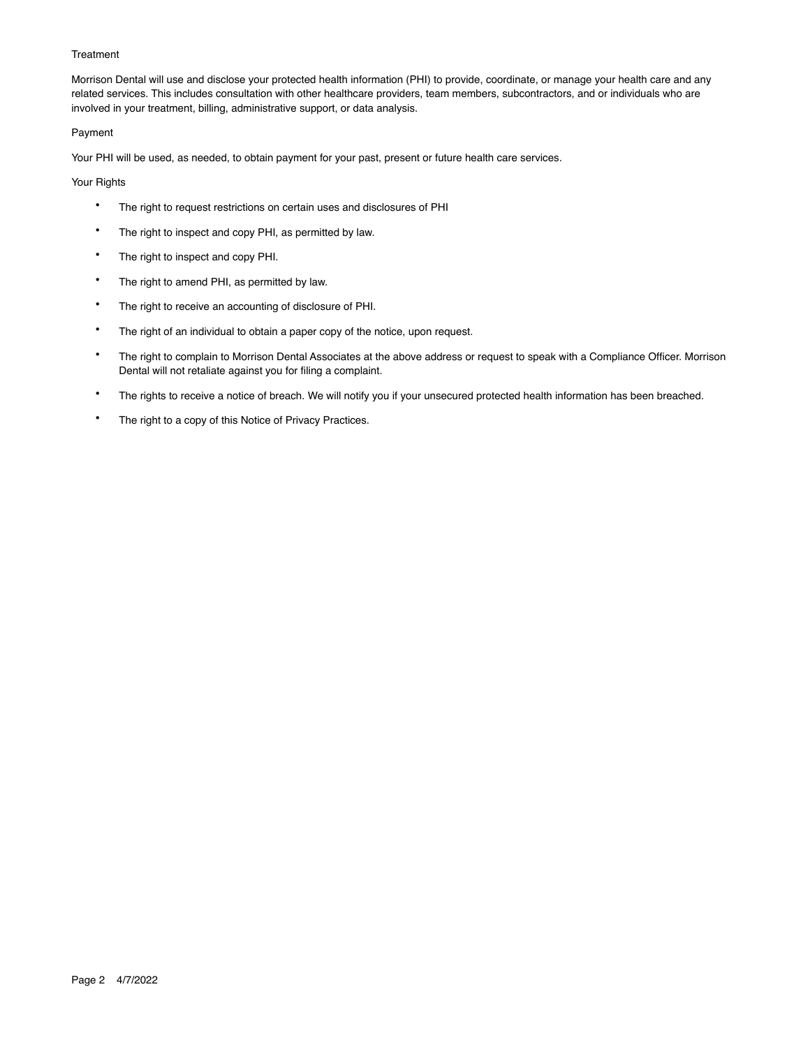## Treatment

Morrison Dental will use and disclose your protected health information (PHI) to provide, coordinate, or manage your health care and any related services. This includes consultation with other healthcare providers, team members, subcontractors, and or individuals who are involved in your treatment, billing, administrative support, or data analysis.

## Payment

Your PHI will be used, as needed, to obtain payment for your past, present or future health care services.

## Your Rights

- The right to request restrictions on certain uses and disclosures of PHI
- The right to inspect and copy PHI, as permitted by law.
- The right to inspect and copy PHI.
- The right to amend PHI, as permitted by law.
- The right to receive an accounting of disclosure of PHI.
- The right of an individual to obtain a paper copy of the notice, upon request.
- The right to complain to Morrison Dental Associates at the above address or request to speak with a Compliance Officer. Morrison Dental will not retaliate against you for filing a complaint.
- The rights to receive a notice of breach. We will notify you if your unsecured protected health information has been breached.
- The right to a copy of this Notice of Privacy Practices.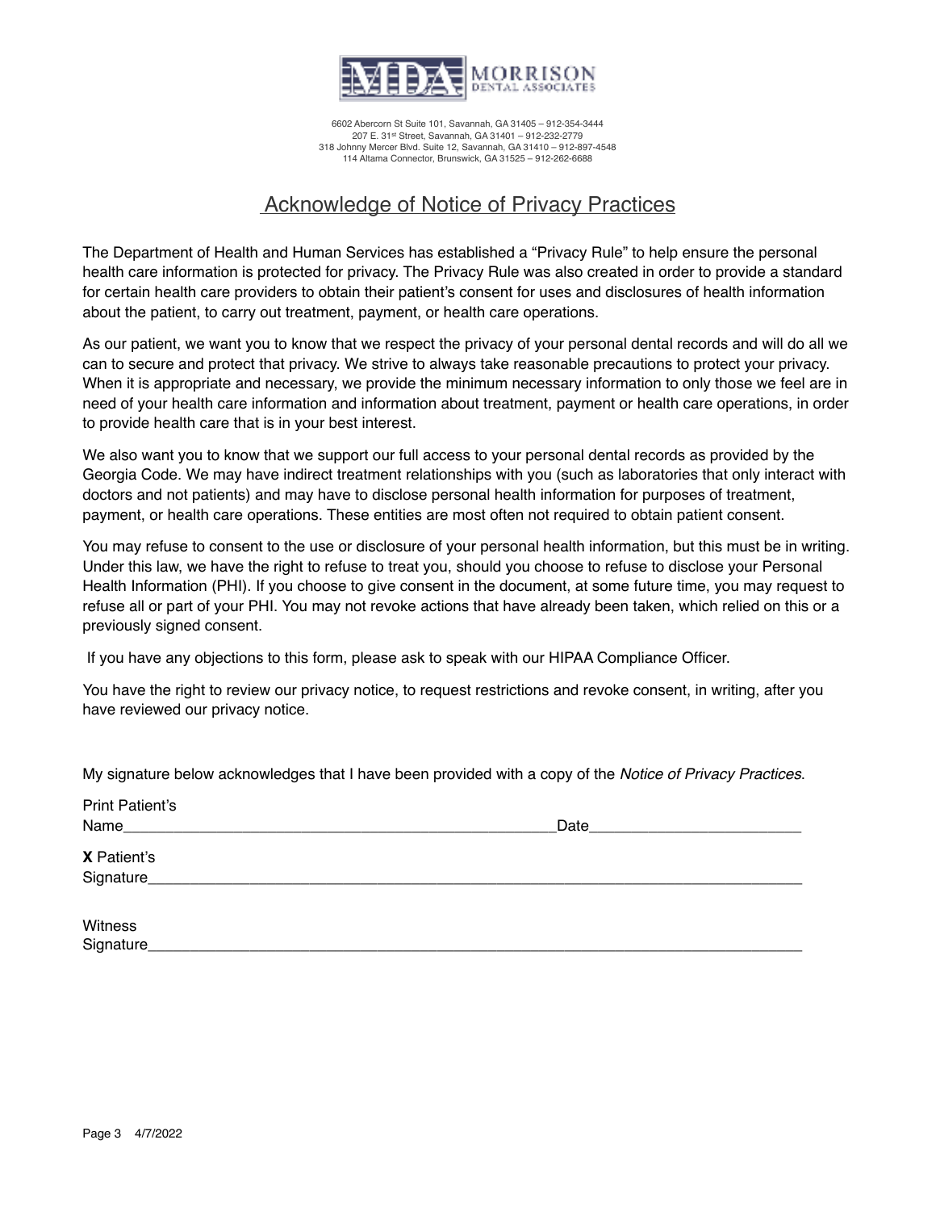MORRISON DENTAL ASSOCIATES

6602 Abercorn St Suite 101, Savannah, GA 31405 – 912-354-3444
207 E. 31st Street, Savannah, GA 31401 – 912-232-2779
318 Johnny Mercer Blvd. Suite 12, Savannah, GA 31410 – 912-897-4548
114 Altama Connector, Brunswick, GA 31525 – 912-262-6688

# Acknowledge of Notice of Privacy Practices

The Department of Health and Human Services has established a "Privacy Rule" to help ensure the personal health care information is protected for privacy. The Privacy Rule was also created in order to provide a standard for certain health care providers to obtain their patient's consent for uses and disclosures of health information about the patient, to carry out treatment, payment, or health care operations.

As our patient, we want you to know that we respect the privacy of your personal dental records and will do all we can to secure and protect that privacy. We strive to always take reasonable precautions to protect your privacy. When it is appropriate and necessary, we provide the minimum necessary information to only those we feel are in need of your health care information and information about treatment, payment or health care operations, in order to provide health care that is in your best interest.

We also want you to know that we support our full access to your personal dental records as provided by the Georgia Code. We may have indirect treatment relationships with you (such as laboratories that only interact with doctors and not patients) and may have to disclose personal health information for purposes of treatment, payment, or health care operations. These entities are most often not required to obtain patient consent.

You may refuse to consent to the use or disclosure of your personal health information, but this must be in writing. Under this law, we have the right to refuse to treat you, should you choose to refuse to disclose your Personal Health Information (PHI). If you choose to give consent in the document, at some future time, you may request to refuse all or part of your PHI. You may not revoke actions that have already been taken, which relied on this or a previously signed consent.

If you have any objections to this form, please ask to speak with our HIPAA Compliance Officer.

You have the right to review our privacy notice, to request restrictions and revoke consent, in writing, after you have reviewed our privacy notice.

My signature below acknowledges that I have been provided with a copy of the *Notice of Privacy Practices.*

Print Patient's Name____________________________________________________Date_________________________

**X** Patient's Signature_____________________________________________________________________________

Witness Signature_____________________________________________________________________________

4/7/2022